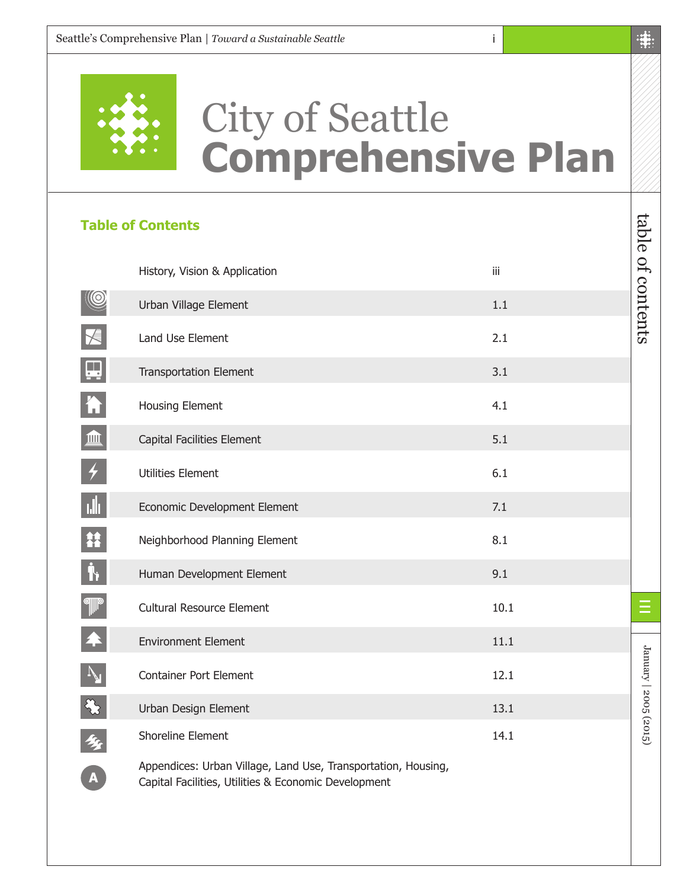# City of Seattle Comprehensive Plan

## Table of Contents

| Section | Page |
| --- | --- |
| History, Vision & Application | iii |
| Urban Village Element | 1.1 |
| Land Use Element | 2.1 |
| Transportation Element | 3.1 |
| Housing Element | 4.1 |
| Capital Facilities Element | 5.1 |
| Utilities Element | 6.1 |
| Economic Development Element | 7.1 |
| Neighborhood Planning Element | 8.1 |
| Human Development Element | 9.1 |
| Cultural Resource Element | 10.1 |
| Environment Element | 11.1 |
| Container Port Element | 12.1 |
| Urban Design Element | 13.1 |
| Shoreline Element | 14.1 |
| Appendices: Urban Village, Land Use, Transportation, Housing, Capital Facilities, Utilities & Economic Development | |

January | 2005 (2015)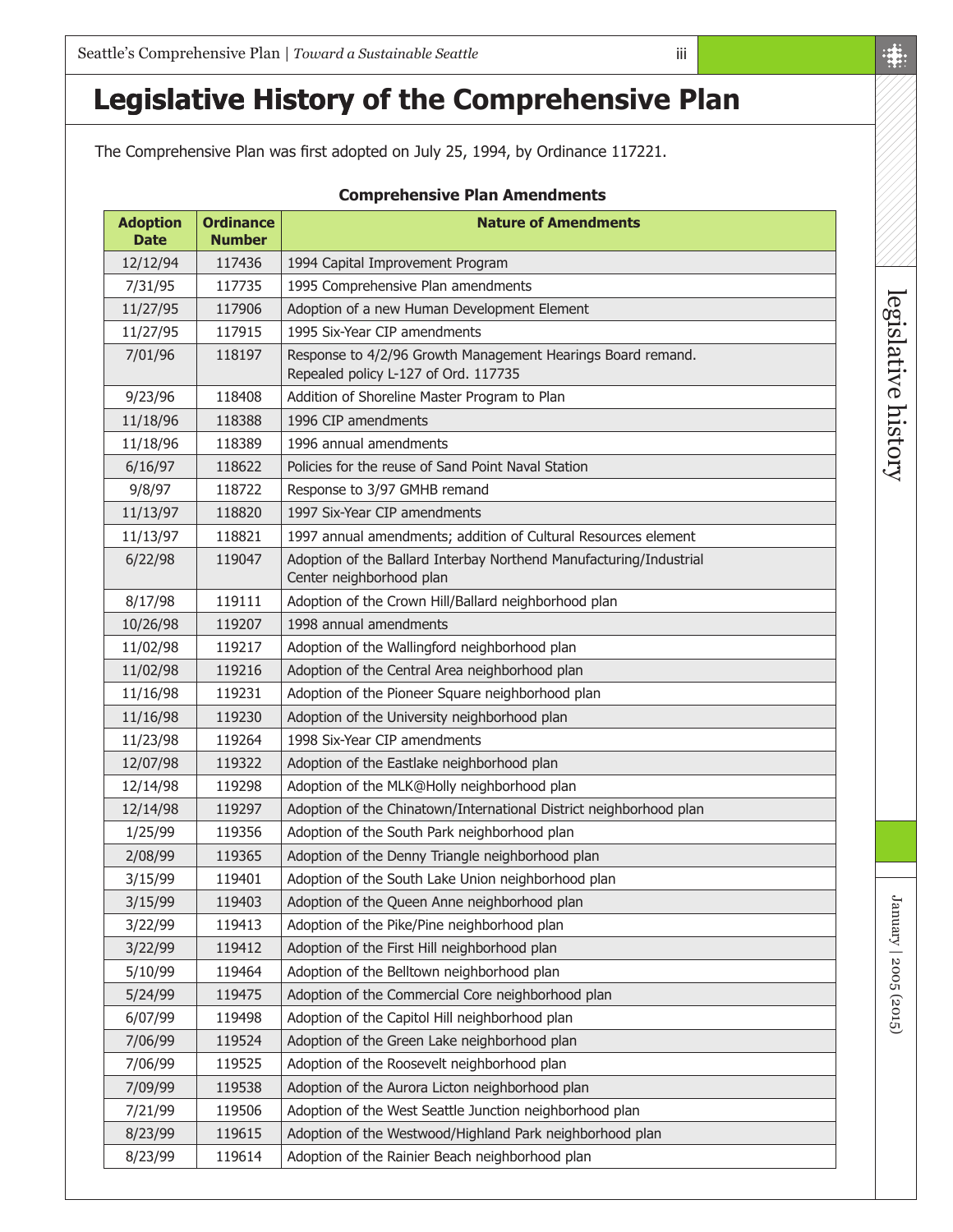# Legislative History of the Comprehensive Plan

The Comprehensive Plan was first adopted on July 25, 1994, by Ordinance 117221.

**Comprehensive Plan Amendments**

| Adoption Date | Ordinance Number | Nature of Amendments |
|---|---|---|
| 12/12/94 | 117436 | 1994 Capital Improvement Program |
| 7/31/95 | 117735 | 1995 Comprehensive Plan amendments |
| 11/27/95 | 117906 | Adoption of a new Human Development Element |
| 11/27/95 | 117915 | 1995 Six-Year CIP amendments |
| 7/01/96 | 118197 | Response to 4/2/96 Growth Management Hearings Board remand. Repealed policy L-127 of Ord. 117735 |
| 9/23/96 | 118408 | Addition of Shoreline Master Program to Plan |
| 11/18/96 | 118388 | 1996 CIP amendments |
| 11/18/96 | 118389 | 1996 annual amendments |
| 6/16/97 | 118622 | Policies for the reuse of Sand Point Naval Station |
| 9/8/97 | 118722 | Response to 3/97 GMHB remand |
| 11/13/97 | 118820 | 1997 Six-Year CIP amendments |
| 11/13/97 | 118821 | 1997 annual amendments; addition of Cultural Resources element |
| 6/22/98 | 119047 | Adoption of the Ballard Interbay Northend Manufacturing/Industrial Center neighborhood plan |
| 8/17/98 | 119111 | Adoption of the Crown Hill/Ballard neighborhood plan |
| 10/26/98 | 119207 | 1998 annual amendments |
| 11/02/98 | 119217 | Adoption of the Wallingford neighborhood plan |
| 11/02/98 | 119216 | Adoption of the Central Area neighborhood plan |
| 11/16/98 | 119231 | Adoption of the Pioneer Square neighborhood plan |
| 11/16/98 | 119230 | Adoption of the University neighborhood plan |
| 11/23/98 | 119264 | 1998 Six-Year CIP amendments |
| 12/07/98 | 119322 | Adoption of the Eastlake neighborhood plan |
| 12/14/98 | 119298 | Adoption of the MLK@Holly neighborhood plan |
| 12/14/98 | 119297 | Adoption of the Chinatown/International District neighborhood plan |
| 1/25/99 | 119356 | Adoption of the South Park neighborhood plan |
| 2/08/99 | 119365 | Adoption of the Denny Triangle neighborhood plan |
| 3/15/99 | 119401 | Adoption of the South Lake Union neighborhood plan |
| 3/15/99 | 119403 | Adoption of the Queen Anne neighborhood plan |
| 3/22/99 | 119413 | Adoption of the Pike/Pine neighborhood plan |
| 3/22/99 | 119412 | Adoption of the First Hill neighborhood plan |
| 5/10/99 | 119464 | Adoption of the Belltown neighborhood plan |
| 5/24/99 | 119475 | Adoption of the Commercial Core neighborhood plan |
| 6/07/99 | 119498 | Adoption of the Capitol Hill neighborhood plan |
| 7/06/99 | 119524 | Adoption of the Green Lake neighborhood plan |
| 7/06/99 | 119525 | Adoption of the Roosevelt neighborhood plan |
| 7/09/99 | 119538 | Adoption of the Aurora Licton neighborhood plan |
| 7/21/99 | 119506 | Adoption of the West Seattle Junction neighborhood plan |
| 8/23/99 | 119615 | Adoption of the Westwood/Highland Park neighborhood plan |
| 8/23/99 | 119614 | Adoption of the Rainier Beach neighborhood plan |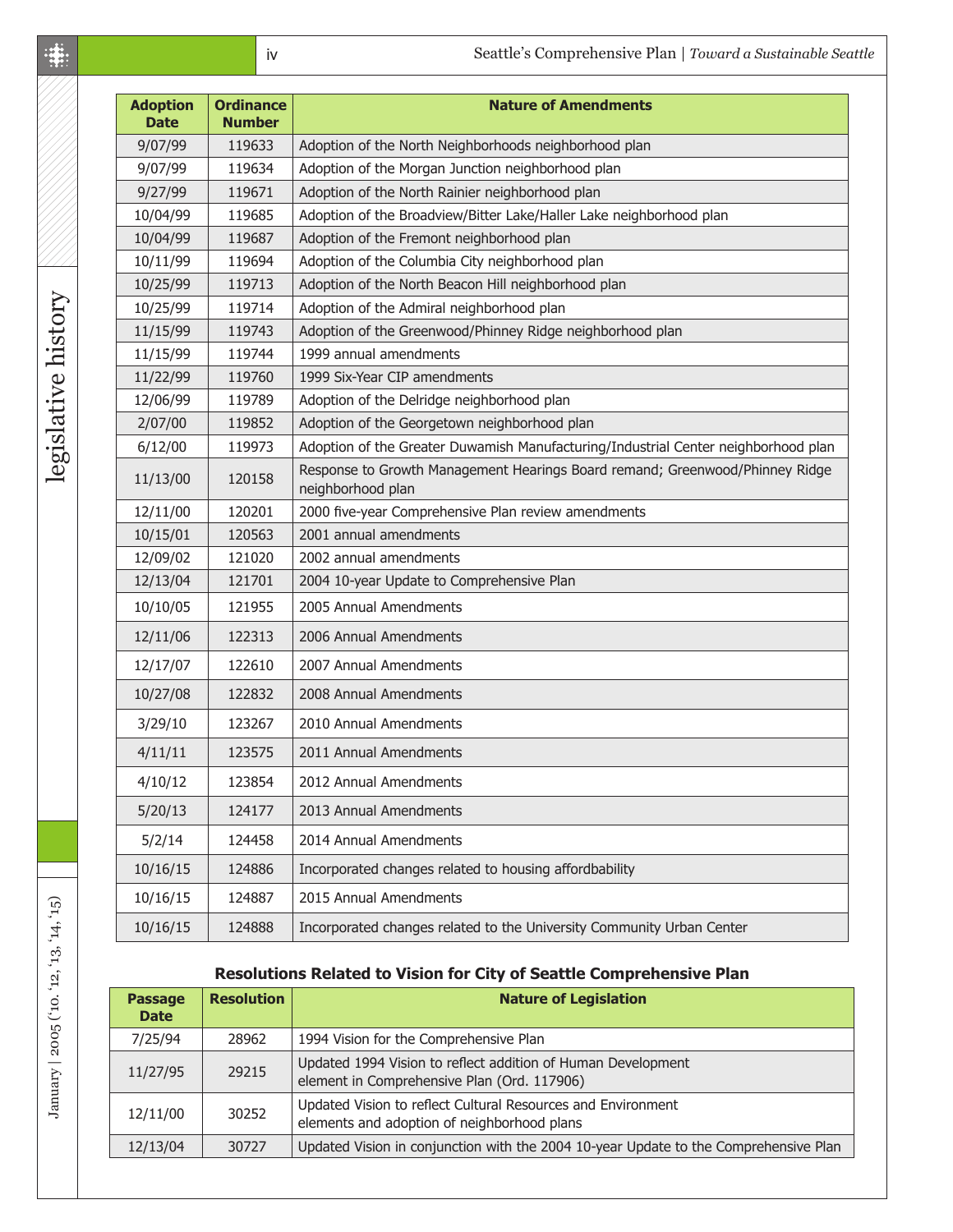| Adoption Date | Ordinance Number | Nature of Amendments |
|---|---|---|
| 9/07/99 | 119633 | Adoption of the North Neighborhoods neighborhood plan |
| 9/07/99 | 119634 | Adoption of the Morgan Junction neighborhood plan |
| 9/27/99 | 119671 | Adoption of the North Rainier neighborhood plan |
| 10/04/99 | 119685 | Adoption of the Broadview/Bitter Lake/Haller Lake neighborhood plan |
| 10/04/99 | 119687 | Adoption of the Fremont neighborhood plan |
| 10/11/99 | 119694 | Adoption of the Columbia City neighborhood plan |
| 10/25/99 | 119713 | Adoption of the North Beacon Hill neighborhood plan |
| 10/25/99 | 119714 | Adoption of the Admiral neighborhood plan |
| 11/15/99 | 119743 | Adoption of the Greenwood/Phinney Ridge neighborhood plan |
| 11/15/99 | 119744 | 1999 annual amendments |
| 11/22/99 | 119760 | 1999 Six-Year CIP amendments |
| 12/06/99 | 119789 | Adoption of the Delridge neighborhood plan |
| 2/07/00 | 119852 | Adoption of the Georgetown neighborhood plan |
| 6/12/00 | 119973 | Adoption of the Greater Duwamish Manufacturing/Industrial Center neighborhood plan |
| 11/13/00 | 120158 | Response to Growth Management Hearings Board remand; Greenwood/Phinney Ridge neighborhood plan |
| 12/11/00 | 120201 | 2000 five-year Comprehensive Plan review amendments |
| 10/15/01 | 120563 | 2001 annual amendments |
| 12/09/02 | 121020 | 2002 annual amendments |
| 12/13/04 | 121701 | 2004 10-year Update to Comprehensive Plan |
| 10/10/05 | 121955 | 2005 Annual Amendments |
| 12/11/06 | 122313 | 2006 Annual Amendments |
| 12/17/07 | 122610 | 2007 Annual Amendments |
| 10/27/08 | 122832 | 2008 Annual Amendments |
| 3/29/10 | 123267 | 2010 Annual Amendments |
| 4/11/11 | 123575 | 2011 Annual Amendments |
| 4/10/12 | 123854 | 2012 Annual Amendments |
| 5/20/13 | 124177 | 2013 Annual Amendments |
| 5/2/14 | 124458 | 2014 Annual Amendments |
| 10/16/15 | 124886 | Incorporated changes related to housing affordbability |
| 10/16/15 | 124887 | 2015 Annual Amendments |
| 10/16/15 | 124888 | Incorporated changes related to the University Community Urban Center |

### Resolutions Related to Vision for City of Seattle Comprehensive Plan

| Passage Date | Resolution | Nature of Legislation |
|---|---|---|
| 7/25/94 | 28962 | 1994 Vision for the Comprehensive Plan |
| 11/27/95 | 29215 | Updated 1994 Vision to reflect addition of Human Development element in Comprehensive Plan (Ord. 117906) |
| 12/11/00 | 30252 | Updated Vision to reflect Cultural Resources and Environment elements and adoption of neighborhood plans |
| 12/13/04 | 30727 | Updated Vision in conjunction with the 2004 10-year Update to the Comprehensive Plan |